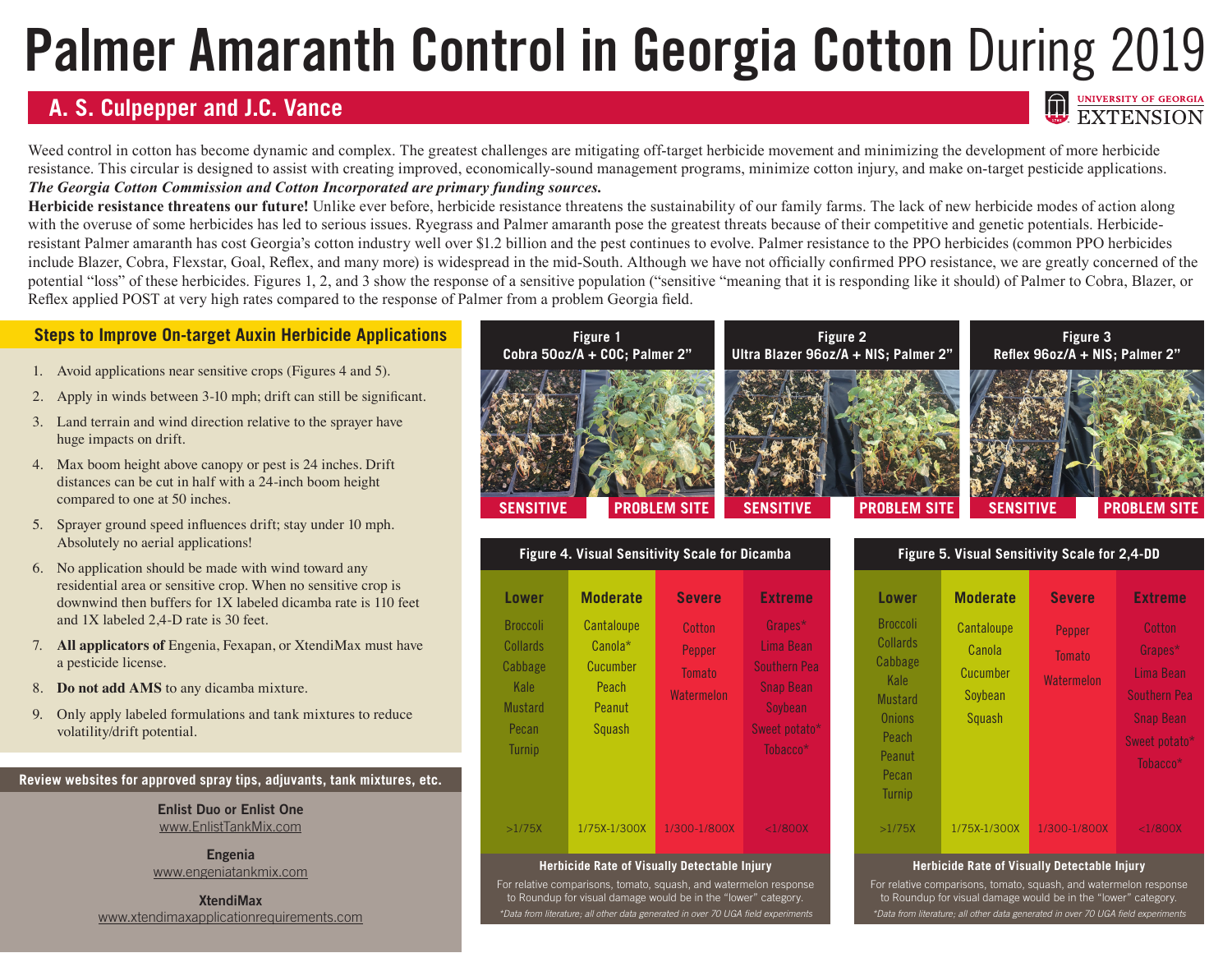# Palmer Amaranth Control in Georgia Cotton During 2019

## A. S. Culpepper and J.C. Vance

UNIVERSITY OF GEORGIA EXTENSION

Weed control in cotton has become dynamic and complex. The greatest challenges are mitigating off-target herbicide movement and minimizing the development of more herbicide resistance. This circular is designed to assist with creating improved, economically-sound management programs, minimize cotton injury, and make on-target pesticide applications. ***The Georgia Cotton Commission and Cotton Incorporated are primary funding sources.***

**Herbicide resistance threatens our future!** Unlike ever before, herbicide resistance threatens the sustainability of our family farms. The lack of new herbicide modes of action along with the overuse of some herbicides has led to serious issues. Ryegrass and Palmer amaranth pose the greatest threats because of their competitive and genetic potentials. Herbicide-resistant Palmer amaranth has cost Georgia's cotton industry well over $1.2 billion and the pest continues to evolve. Palmer resistance to the PPO herbicides (common PPO herbicides include Blazer, Cobra, Flexstar, Goal, Reflex, and many more) is widespread in the mid-South. Although we have not officially confirmed PPO resistance, we are greatly concerned of the potential "loss" of these herbicides. Figures 1, 2, and 3 show the response of a sensitive population ("sensitive "meaning that it is responding like it should) of Palmer to Cobra, Blazer, or Reflex applied POST at very high rates compared to the response of Palmer from a problem Georgia field.

### Steps to Improve On-target Auxin Herbicide Applications

1. Avoid applications near sensitive crops (Figures 4 and 5).
2. Apply in winds between 3-10 mph; drift can still be significant.
3. Land terrain and wind direction relative to the sprayer have huge impacts on drift.
4. Max boom height above canopy or pest is 24 inches. Drift distances can be cut in half with a 24-inch boom height compared to one at 50 inches.
5. Sprayer ground speed influences drift; stay under 10 mph. Absolutely no aerial applications!
6. No application should be made with wind toward any residential area or sensitive crop. When no sensitive crop is downwind then buffers for 1X labeled dicamba rate is 110 feet and 1X labeled 2,4-D rate is 30 feet.
7. **All applicators of** Engenia, Fexapan, or XtendiMax must have a pesticide license.
8. **Do not add AMS** to any dicamba mixture.
9. Only apply labeled formulations and tank mixtures to reduce volatility/drift potential.

### Review websites for approved spray tips, adjuvants, tank mixtures, etc.

**Enlist Duo or Enlist One**
www.EnlistTankMix.com

**Engenia**
www.engeniatankmix.com

**XtendiMax**
www.xtendimaxapplicationrequirements.com

**Figure 1**
**Cobra 50oz/A + COC; Palmer 2"**
SENSITIVE | PROBLEM SITE

**Figure 2**
**Ultra Blazer 96oz/A + NIS; Palmer 2"**
SENSITIVE | PROBLEM SITE

**Figure 3**
**Reflex 96oz/A + NIS; Palmer 2"**
SENSITIVE | PROBLEM SITE

**Figure 4. Visual Sensitivity Scale for Dicamba**

| Lower | Moderate | Severe | Extreme |
|---|---|---|---|
| Broccoli | Cantaloupe | Cotton | Grapes* |
| Collards | Canola* | Pepper | Lima Bean |
| Cabbage | Cucumber | Tomato | Southern Pea |
| Kale | Peach | Watermelon | Snap Bean |
| Mustard | Peanut | | Soybean |
| Pecan | Squash | | Sweet potato* |
| Turnip | | | Tobacco* |
| >1/75X | 1/75X-1/300X | 1/300-1/800X | <1/800X |

Herbicide Rate of Visually Detectable Injury

For relative comparisons, tomato, squash, and watermelon response to Roundup for visual damage would be in the "lower" category.

*\*Data from literature; all other data generated in over 70 UGA field experiments*

**Figure 5. Visual Sensitivity Scale for 2,4-DD**

| Lower | Moderate | Severe | Extreme |
|---|---|---|---|
| Broccoli | Cantaloupe | Pepper | Cotton |
| Collards | Canola | Tomato | Grapes* |
| Cabbage | Cucumber | Watermelon | Lima Bean |
| Kale | Soybean | | Southern Pea |
| Mustard | Squash | | Snap Bean |
| Onions | | | Sweet potato* |
| Peach | | | Tobacco* |
| Peanut | | | |
| Pecan | | | |
| Turnip | | | |
| >1/75X | 1/75X-1/300X | 1/300-1/800X | <1/800X |

Herbicide Rate of Visually Detectable Injury

For relative comparisons, tomato, squash, and watermelon response to Roundup for visual damage would be in the "lower" category.

*\*Data from literature; all other data generated in over 70 UGA field experiments*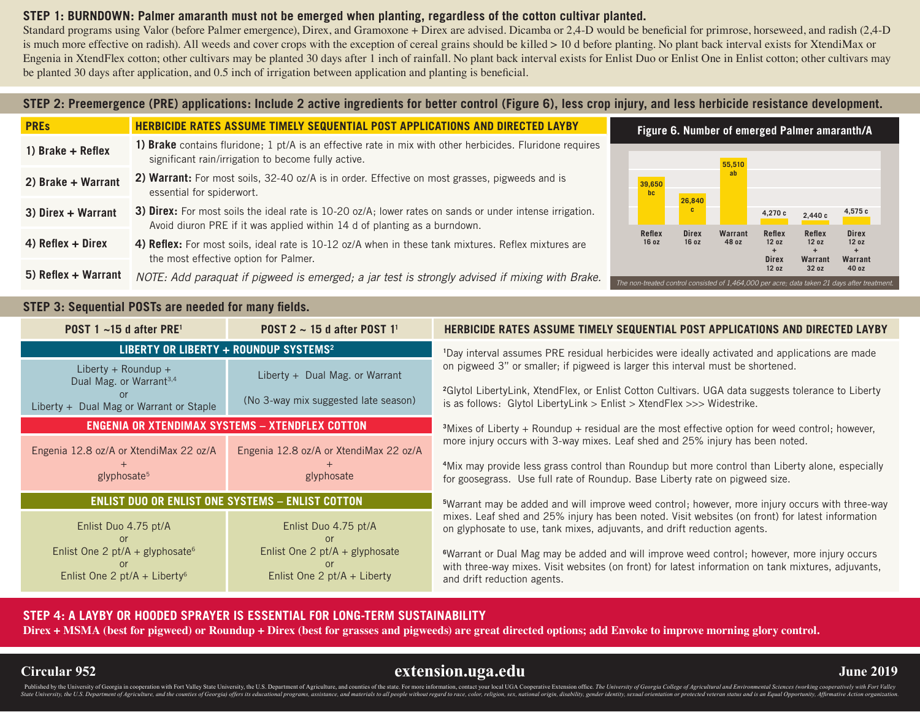## STEP 1: BURNDOWN: Palmer amaranth must not be emerged when planting, regardless of the cotton cultivar planted.

Standard programs using Valor (before Palmer emergence), Direx, and Gramoxone + Direx are advised. Dicamba or 2,4-D would be beneficial for primrose, horseweed, and radish (2,4-D is much more effective on radish). All weeds and cover crops with the exception of cereal grains should be killed > 10 d before planting. No plant back interval exists for XtendiMax or Engenia in XtendFlex cotton; other cultivars may be planted 30 days after 1 inch of rainfall. No plant back interval exists for Enlist Duo or Enlist One in Enlist cotton; other cultivars may be planted 30 days after application, and 0.5 inch of irrigation between application and planting is beneficial.

## STEP 2: Preemergence (PRE) applications: Include 2 active ingredients for better control (Figure 6), less crop injury, and less herbicide resistance development.

**PREs**

1) Brake + Reflex
2) Brake + Warrant
3) Direx + Warrant
4) Reflex + Direx
5) Reflex + Warrant

**HERBICIDE RATES ASSUME TIMELY SEQUENTIAL POST APPLICATIONS AND DIRECTED LAYBY**

1) **Brake** contains fluridone; 1 pt/A is an effective rate in mix with other herbicides. Fluridone requires significant rain/irrigation to become fully active.

2) **Warrant:** For most soils, 32-40 oz/A is in order. Effective on most grasses, pigweeds and is essential for spiderwort.

3) **Direx:** For most soils the ideal rate is 10-20 oz/A; lower rates on sands or under intense irrigation. Avoid diuron PRE if it was applied within 14 d of planting as a burndown.

4) **Reflex:** For most soils, ideal rate is 10-12 oz/A when in these tank mixtures. Reflex mixtures are the most effective option for Palmer.

*NOTE: Add paraquat if pigweed is emerged; a jar test is strongly advised if mixing with Brake.*

**Figure 6. Number of emerged Palmer amaranth/A**

39,650 bc
Reflex 16 oz

26,840 c
Direx 16 oz

55,510 ab
Warrant 48 oz

4,270 c
Reflex 12 oz + Direx 12 oz

2,440 c
Reflex 12 oz + Warrant 32 oz

4,575 c
Direx 12 oz + Warrant 40 oz

*The non-treated control consisted of 1,464,000 per acre; data taken 21 days after treatment.*

## STEP 3: Sequential POSTs are needed for many fields.

| POST 1 ~15 d after PRE[1] | POST 2 ~ 15 d after POST 1[1] |
|---|---|
| **LIBERTY OR LIBERTY + ROUNDUP SYSTEMS[2]** | |
| Liberty + Roundup + Dual Mag. or Warrant[3,4] or Liberty + Dual Mag or Warrant or Staple | Liberty + Dual Mag. or Warrant (No 3-way mix suggested late season) |
| **ENGENIA OR XTENDIMAX SYSTEMS – XTENDFLEX COTTON** | |
| Engenia 12.8 oz/A or XtendiMax 22 oz/A + glyphosate[5] | Engenia 12.8 oz/A or XtendiMax 22 oz/A + glyphosate |
| **ENLIST DUO OR ENLIST ONE SYSTEMS – ENLIST COTTON** | |
| Enlist Duo 4.75 pt/A or Enlist One 2 pt/A + glyphosate[6] or Enlist One 2 pt/A + Liberty[6] | Enlist Duo 4.75 pt/A or Enlist One 2 pt/A + glyphosate or Enlist One 2 pt/A + Liberty |

**HERBICIDE RATES ASSUME TIMELY SEQUENTIAL POST APPLICATIONS AND DIRECTED LAYBY**

[1]Day interval assumes PRE residual herbicides were ideally activated and applications are made on pigweed 3" or smaller; if pigweed is larger this interval must be shortened.

[2]Glytol LibertyLink, XtendFlex, or Enlist Cotton Cultivars. UGA data suggests tolerance to Liberty is as follows: Glytol LibertyLink > Enlist > XtendFlex >>> Widestrike.

[3]Mixes of Liberty + Roundup + residual are the most effective option for weed control; however, more injury occurs with 3-way mixes. Leaf shed and 25% injury has been noted.

[4]Mix may provide less grass control than Roundup but more control than Liberty alone, especially for goosegrass. Use full rate of Roundup. Base Liberty rate on pigweed size.

[5]Warrant may be added and will improve weed control; however, more injury occurs with three-way mixes. Leaf shed and 25% injury has been noted. Visit websites (on front) for latest information on glyphosate to use, tank mixes, adjuvants, and drift reduction agents.

[6]Warrant or Dual Mag may be added and will improve weed control; however, more injury occurs with three-way mixes. Visit websites (on front) for latest information on tank mixtures, adjuvants, and drift reduction agents.

## STEP 4: A LAYBY OR HOODED SPRAYER IS ESSENTIAL FOR LONG-TERM SUSTAINABILITY

**Direx + MSMA (best for pigweed) or Roundup + Direx (best for grasses and pigweeds) are great directed options; add Envoke to improve morning glory control.**

**Circular 952** | **extension.uga.edu** | **June 2019**

Published by the University of Georgia in cooperation with Fort Valley State University, the U.S. Department of Agriculture, and counties of the state. For more information, contact your local UGA Cooperative Extension office. *The University of Georgia College of Agricultural and Environmental Sciences (working cooperatively with Fort Valley State University, the U.S. Department of Agriculture, and the counties of Georgia) offers its educational programs, assistance, and materials to all people without regard to race, color, religion, sex, national origin, disability, gender identity, sexual orientation or protected veteran status and is an Equal Opportunity, Affirmative Action organization.*